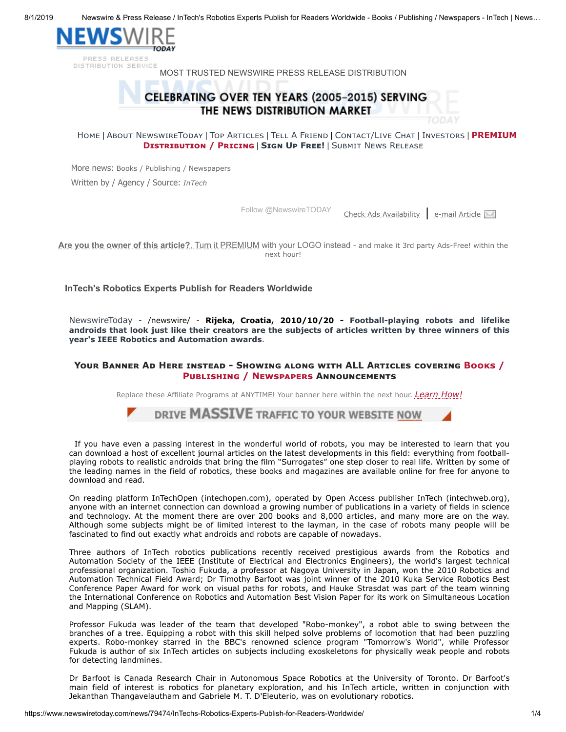# NEWSWIRE TODAY

PRESS RELEASES DISTRIBUTION SERVICE

MOST TRUSTED NEWSWIRE PRESS RELEASE DISTRIBUTION

CELEBRATING OVER TEN YEARS (2005-2015) SERVING THE NEWS DISTRIBUTION MARKET

Home | About NewswireToday | Top Articles | Tell A Friend | Contact/Live Chat | Investors | **PREMIUM Distribution / Pricing** | **Sign Up Free!** | Submit News Release

More news: Books / Publishing / Newspapers

Written by / Agency / Source: *InTech*

Follow @NewswireTODAY    Check Ads Availability | e-mail Article

Are you the owner of this article?, Turn it PREMIUM with your LOGO instead - and make it 3rd party Ads-Free! within the next hour!

## InTech's Robotics Experts Publish for Readers Worldwide

NewswireToday - /newswire/ - **Rijeka, Croatia, 2010/10/20 - Football-playing robots and lifelike androids that look just like their creators are the subjects of articles written by three winners of this year's IEEE Robotics and Automation awards**.

**Your Banner Ad Here instead - Showing along with ALL Articles covering Books / Publishing / Newspapers Announcements**

Replace these Affiliate Programs at ANYTIME! Your banner here within the next hour. *Learn How!*

DRIVE MASSIVE TRAFFIC TO YOUR WEBSITE NOW

If you have even a passing interest in the wonderful world of robots, you may be interested to learn that you can download a host of excellent journal articles on the latest developments in this field: everything from football-playing robots to realistic androids that bring the film "Surrogates" one step closer to real life. Written by some of the leading names in the field of robotics, these books and magazines are available online for free for anyone to download and read.

On reading platform InTechOpen (intechopen.com), operated by Open Access publisher InTech (intechweb.org), anyone with an internet connection can download a growing number of publications in a variety of fields in science and technology. At the moment there are over 200 books and 8,000 articles, and many more are on the way. Although some subjects might be of limited interest to the layman, in the case of robots many people will be fascinated to find out exactly what androids and robots are capable of nowadays.

Three authors of InTech robotics publications recently received prestigious awards from the Robotics and Automation Society of the IEEE (Institute of Electrical and Electronics Engineers), the world's largest technical professional organization. Toshio Fukuda, a professor at Nagoya University in Japan, won the 2010 Robotics and Automation Technical Field Award; Dr Timothy Barfoot was joint winner of the 2010 Kuka Service Robotics Best Conference Paper Award for work on visual paths for robots, and Hauke Strasdat was part of the team winning the International Conference on Robotics and Automation Best Vision Paper for its work on Simultaneous Location and Mapping (SLAM).

Professor Fukuda was leader of the team that developed "Robo-monkey", a robot able to swing between the branches of a tree. Equipping a robot with this skill helped solve problems of locomotion that had been puzzling experts. Robo-monkey starred in the BBC's renowned science program "Tomorrow's World", while Professor Fukuda is author of six InTech articles on subjects including exoskeletons for physically weak people and robots for detecting landmines.

Dr Barfoot is Canada Research Chair in Autonomous Space Robotics at the University of Toronto. Dr Barfoot's main field of interest is robotics for planetary exploration, and his InTech article, written in conjunction with Jekanthan Thangavelautham and Gabriele M. T. D'Eleuterio, was on evolutionary robotics.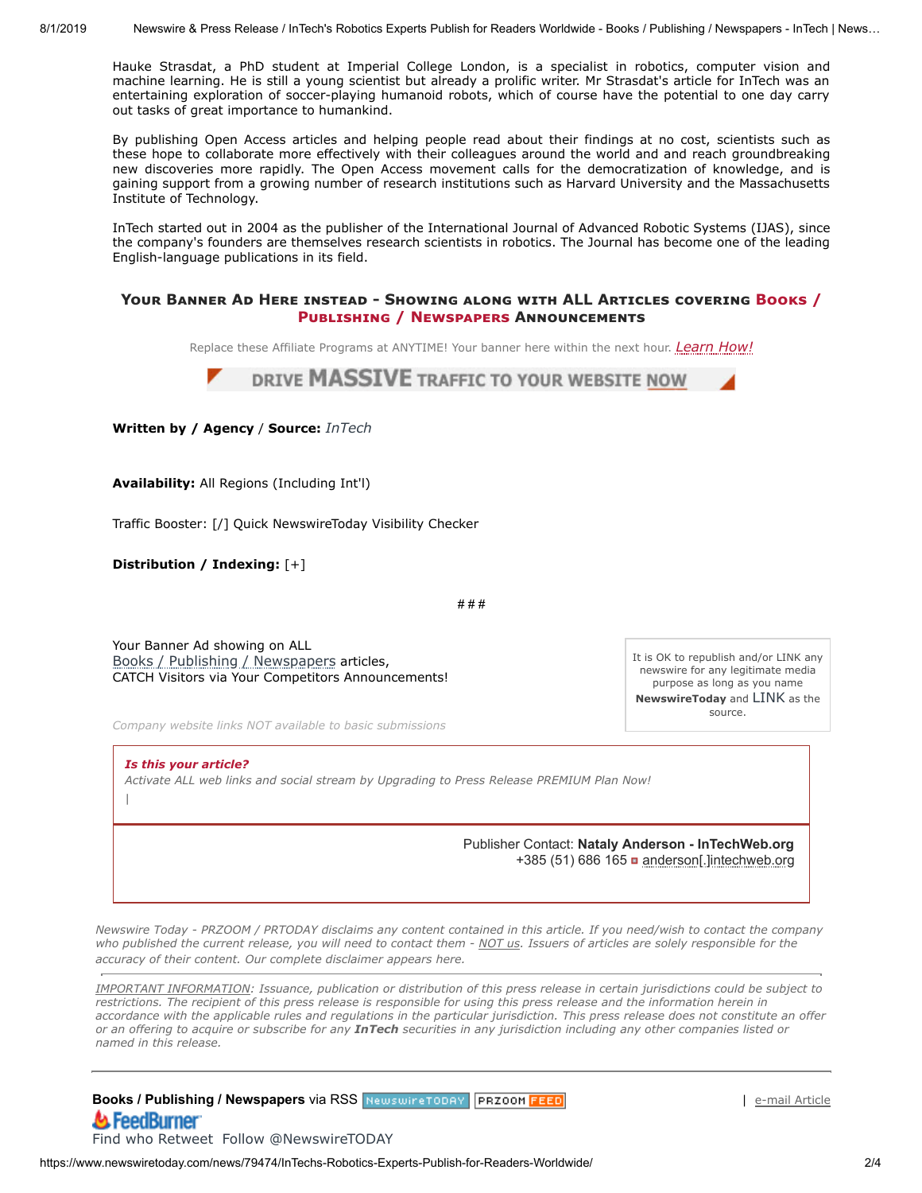Hauke Strasdat, a PhD student at Imperial College London, is a specialist in robotics, computer vision and machine learning. He is still a young scientist but already a prolific writer. Mr Strasdat's article for InTech was an entertaining exploration of soccer-playing humanoid robots, which of course have the potential to one day carry out tasks of great importance to humankind.

By publishing Open Access articles and helping people read about their findings at no cost, scientists such as these hope to collaborate more effectively with their colleagues around the world and and reach groundbreaking new discoveries more rapidly. The Open Access movement calls for the democratization of knowledge, and is gaining support from a growing number of research institutions such as Harvard University and the Massachusetts Institute of Technology.

InTech started out in 2004 as the publisher of the International Journal of Advanced Robotic Systems (IJAS), since the company's founders are themselves research scientists in robotics. The Journal has become one of the leading English-language publications in its field.

### Your Banner Ad Here instead - Showing along with ALL Articles covering Books / Publishing / Newspapers Announcements

Replace these Affiliate Programs at ANYTIME! Your banner here within the next hour. *Learn How!*

DRIVE MASSIVE TRAFFIC TO YOUR WEBSITE NOW

**Written by / Agency / Source:** *InTech*

**Availability:** All Regions (Including Int'l)

Traffic Booster: [/] Quick NewswireToday Visibility Checker

**Distribution / Indexing:** [+]

###

Your Banner Ad showing on ALL Books / Publishing / Newspapers articles, CATCH Visitors via Your Competitors Announcements!

It is OK to republish and/or LINK any newswire for any legitimate media purpose as long as you name **NewswireToday** and LINK as the source.

*Company website links NOT available to basic submissions*

***Is this your article?***
*Activate ALL web links and social stream by Upgrading to Press Release PREMIUM Plan Now!*
|

Publisher Contact: **Nataly Anderson - InTechWeb.org**
+385 (51) 686 165 anderson[.]intechweb.org

*Newswire Today - PRZOOM / PRTODAY disclaims any content contained in this article. If you need/wish to contact the company who published the current release, you will need to contact them - NOT us. Issuers of articles are solely responsible for the accuracy of their content. Our complete disclaimer appears here.*

*IMPORTANT INFORMATION: Issuance, publication or distribution of this press release in certain jurisdictions could be subject to restrictions. The recipient of this press release is responsible for using this press release and the information herein in accordance with the applicable rules and regulations in the particular jurisdiction. This press release does not constitute an offer or an offering to acquire or subscribe for any **InTech** securities in any jurisdiction including any other companies listed or named in this release.*

**Books / Publishing / Newspapers** via RSS NewswireTODAY PRZOOM FEED | e-mail Article

FeedBurner

Find who Retweet Follow @NewswireTODAY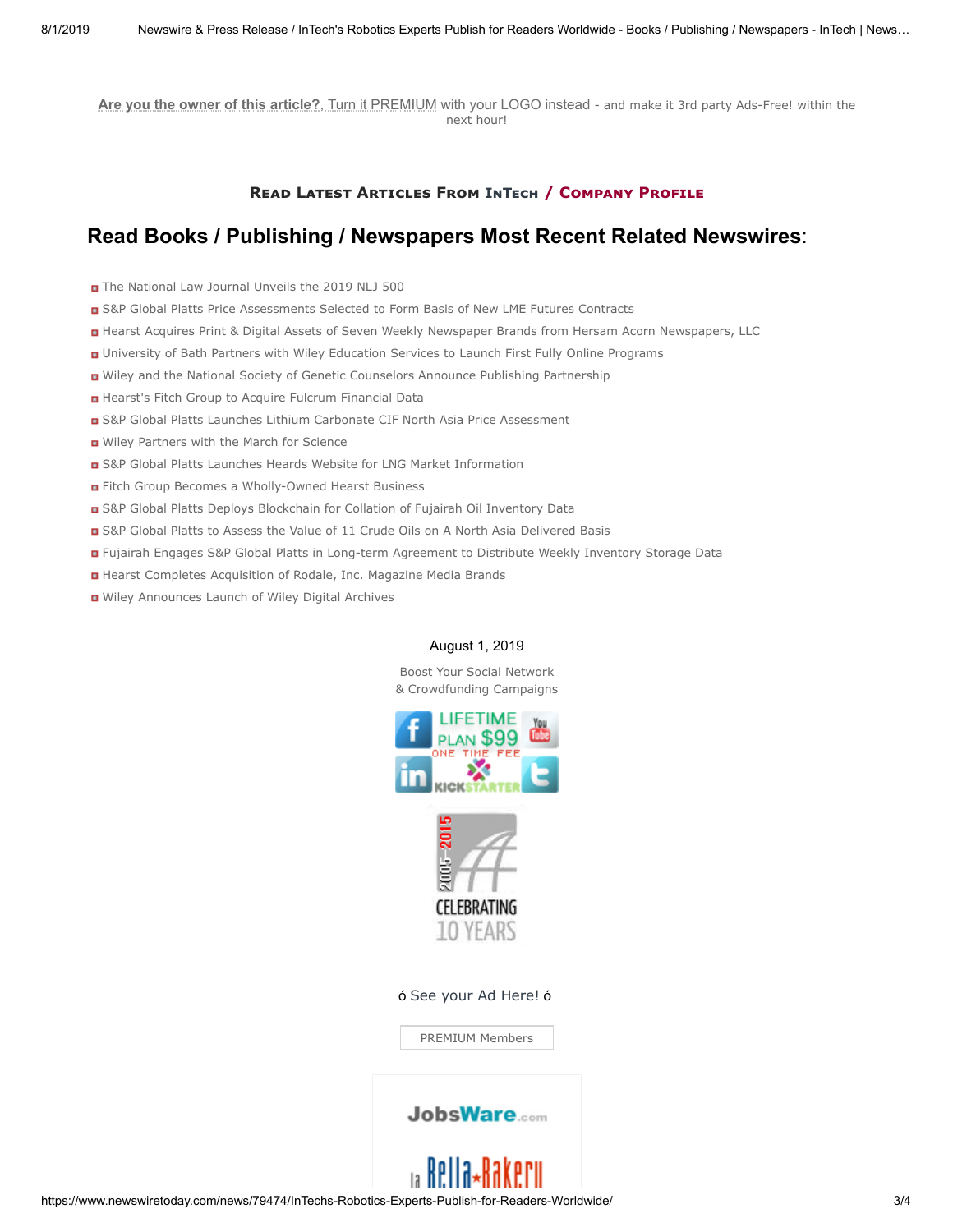Are you the owner of this article?, Turn it PREMIUM with your LOGO instead - and make it 3rd party Ads-Free! within the next hour!

### Read Latest Articles From InTech / Company Profile

## Read Books / Publishing / Newspapers Most Recent Related Newswires:

- The National Law Journal Unveils the 2019 NLJ 500
- S&P Global Platts Price Assessments Selected to Form Basis of New LME Futures Contracts
- Hearst Acquires Print & Digital Assets of Seven Weekly Newspaper Brands from Hersam Acorn Newspapers, LLC
- University of Bath Partners with Wiley Education Services to Launch First Fully Online Programs
- Wiley and the National Society of Genetic Counselors Announce Publishing Partnership
- Hearst's Fitch Group to Acquire Fulcrum Financial Data
- S&P Global Platts Launches Lithium Carbonate CIF North Asia Price Assessment
- Wiley Partners with the March for Science
- S&P Global Platts Launches Heards Website for LNG Market Information
- Fitch Group Becomes a Wholly-Owned Hearst Business
- S&P Global Platts Deploys Blockchain for Collation of Fujairah Oil Inventory Data
- S&P Global Platts to Assess the Value of 11 Crude Oils on A North Asia Delivered Basis
- Fujairah Engages S&P Global Platts in Long-term Agreement to Distribute Weekly Inventory Storage Data
- Hearst Completes Acquisition of Rodale, Inc. Magazine Media Brands
- Wiley Announces Launch of Wiley Digital Archives

August 1, 2019

Boost Your Social Network & Crowdfunding Campaigns

LIFETIME PLAN $99 ONE TIME FEE

2005–2015 CELEBRATING 10 YEARS

ó See your Ad Here! ó

PREMIUM Members

JobsWare.com

la Bella Bakery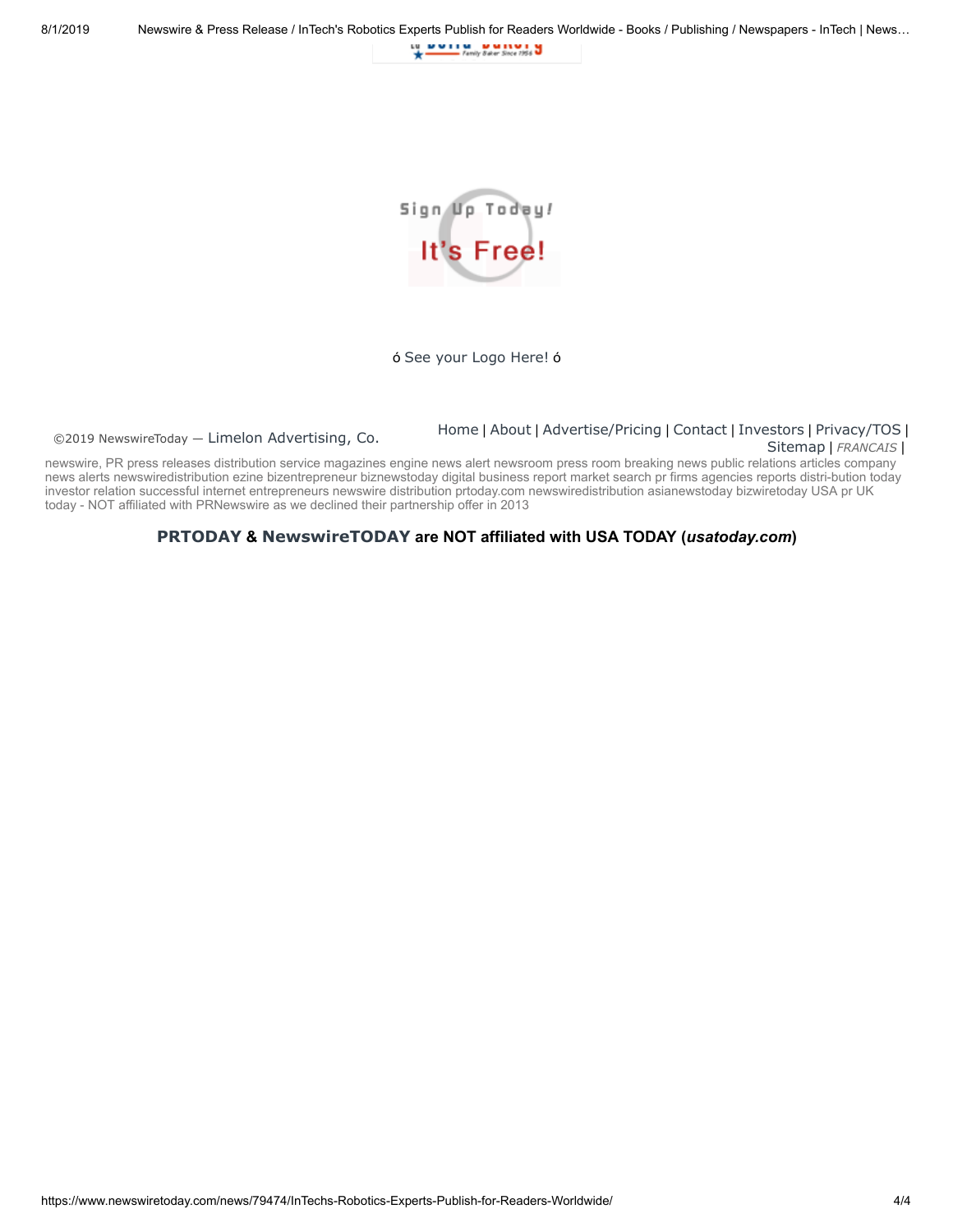Sign Up Today!

It's Free!

ó See your Logo Here! ó

©2019 NewswireToday — Limelon Advertising, Co.

Home | About | Advertise/Pricing | Contact | Investors | Privacy/TOS | Sitemap | *FRANCAIS* |

newswire, PR press releases distribution service magazines engine news alert newsroom press room breaking news public relations articles company news alerts newswiredistribution ezine bizentrepreneur biznewstoday digital business report market search pr firms agencies reports distri-bution today investor relation successful internet entrepreneurs newswire distribution prtoday.com newswiredistribution asianewstoday bizwiretoday USA pr UK today - NOT affiliated with PRNewswire as we declined their partnership offer in 2013

**PRTODAY & NewswireTODAY are NOT affiliated with USA TODAY (*usatoday.com*)**